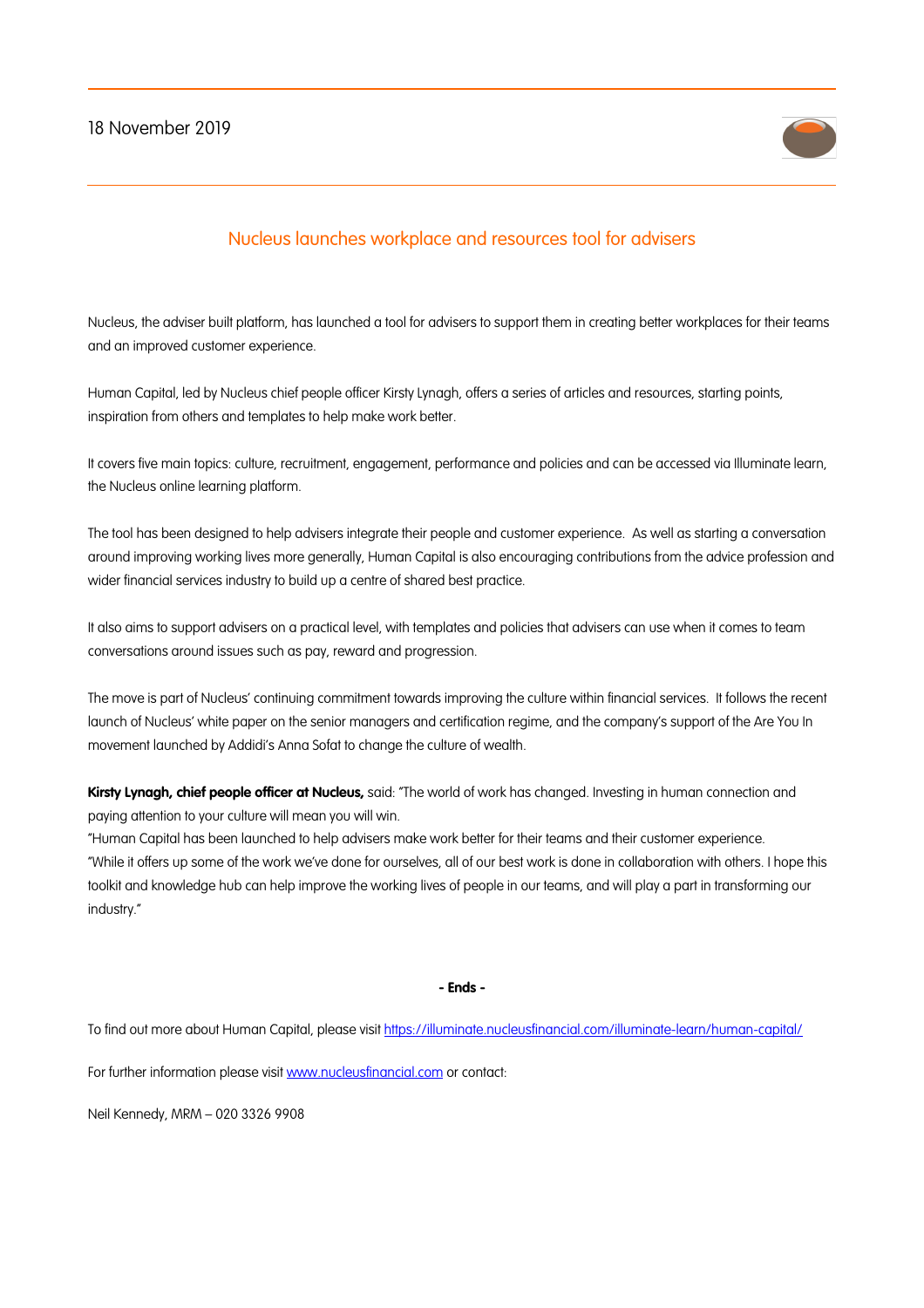18 November 2019

# Nucleus launches workplace and resources tool for advisers

Nucleus, the adviser built platform, has launched a tool for advisers to support them in creating better workplaces for their teams and an improved customer experience.

Human Capital, led by Nucleus chief people officer Kirsty Lynagh, offers a series of articles and resources, starting points, inspiration from others and templates to help make work better.

It covers five main topics: culture, recruitment, engagement, performance and policies and can be accessed via Illuminate learn, the Nucleus online learning platform.

The tool has been designed to help advisers integrate their people and customer experience. As well as starting a conversation around improving working lives more generally, Human Capital is also encouraging contributions from the advice profession and wider financial services industry to build up a centre of shared best practice.

It also aims to support advisers on a practical level, with templates and policies that advisers can use when it comes to team conversations around issues such as pay, reward and progression.

The move is part of Nucleus' continuing commitment towards improving the culture within financial services. It follows the recent launch of Nucleus' white paper on the senior managers and certification regime, and the company's support of the Are You In movement launched by Addidi's Anna Sofat to change the culture of wealth.

**Kirsty Lynagh, chief people officer at Nucleus,** said: "The world of work has changed. Investing in human connection and paying attention to your culture will mean you will win.

"Human Capital has been launched to help advisers make work better for their teams and their customer experience.

"While it offers up some of the work we've done for ourselves, all of our best work is done in collaboration with others. I hope this toolkit and knowledge hub can help improve the working lives of people in our teams, and will play a part in transforming our industry."

**- Ends -**

To find out more about Human Capital, please visit https://illuminate.nucleusfinancial.com/illuminate-learn/human-capital/

For further information please visit www.nucleusfinancial.com or contact:

Neil Kennedy, MRM – 020 3326 9908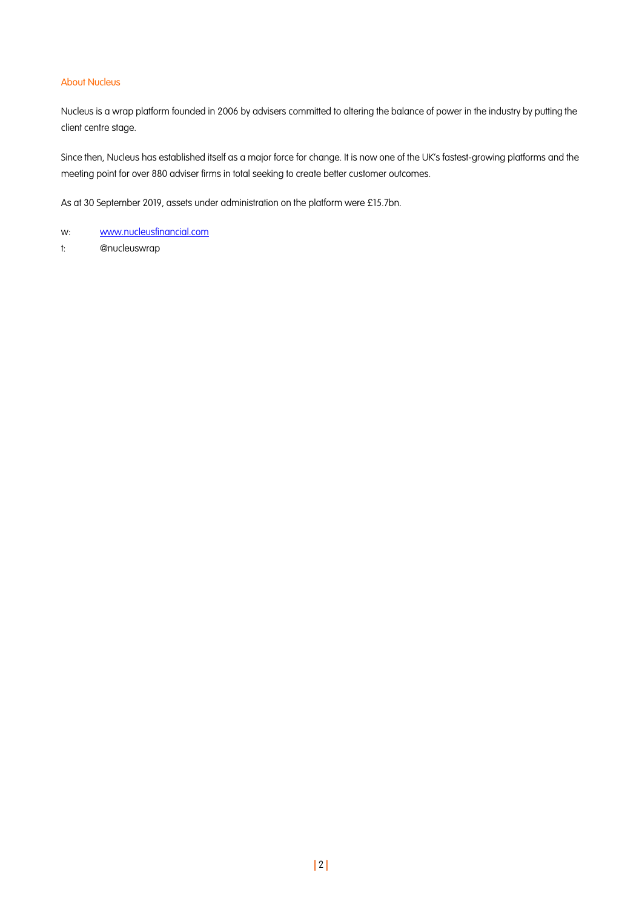## About Nucleus

Nucleus is a wrap platform founded in 2006 by advisers committed to altering the balance of power in the industry by putting the client centre stage.

Since then, Nucleus has established itself as a major force for change. It is now one of the UK's fastest-growing platforms and the meeting point for over 880 adviser firms in total seeking to create better customer outcomes.

As at 30 September 2019, assets under administration on the platform were £15.7bn.

w: www.nucleusfinancial.com

t: @nucleuswrap